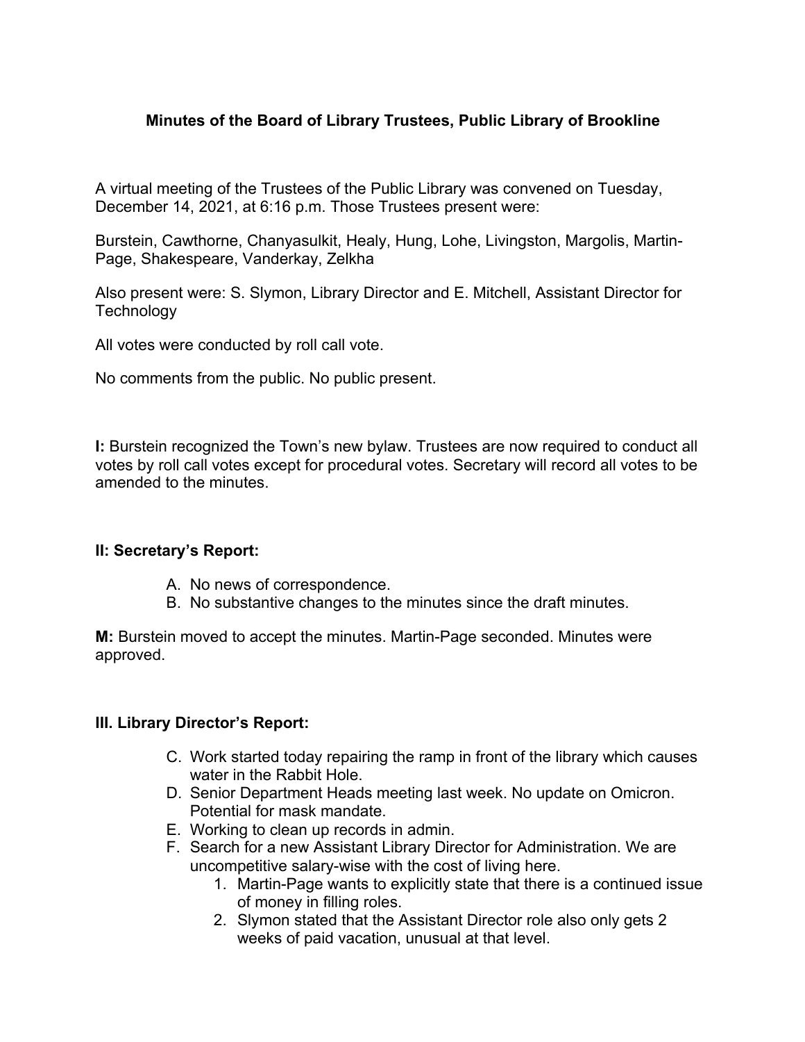**Minutes of the Board of Library Trustees, Public Library of Brookline**

A virtual meeting of the Trustees of the Public Library was convened on Tuesday, December 14, 2021, at 6:16 p.m. Those Trustees present were:

Burstein, Cawthorne, Chanyasulkit, Healy, Hung, Lohe, Livingston, Margolis, Martin-Page, Shakespeare, Vanderkay, Zelkha

Also present were: S. Slymon, Library Director and E. Mitchell, Assistant Director for Technology

All votes were conducted by roll call vote.

No comments from the public. No public present.

**I:** Burstein recognized the Town's new bylaw. Trustees are now required to conduct all votes by roll call votes except for procedural votes. Secretary will record all votes to be amended to the minutes.

**II: Secretary's Report:**

A. No news of correspondence.
B. No substantive changes to the minutes since the draft minutes.

**M:** Burstein moved to accept the minutes. Martin-Page seconded. Minutes were approved.

**III. Library Director's Report:**

C. Work started today repairing the ramp in front of the library which causes water in the Rabbit Hole.
D. Senior Department Heads meeting last week. No update on Omicron. Potential for mask mandate.
E. Working to clean up records in admin.
F. Search for a new Assistant Library Director for Administration. We are uncompetitive salary-wise with the cost of living here.
    1. Martin-Page wants to explicitly state that there is a continued issue of money in filling roles.
    2. Slymon stated that the Assistant Director role also only gets 2 weeks of paid vacation, unusual at that level.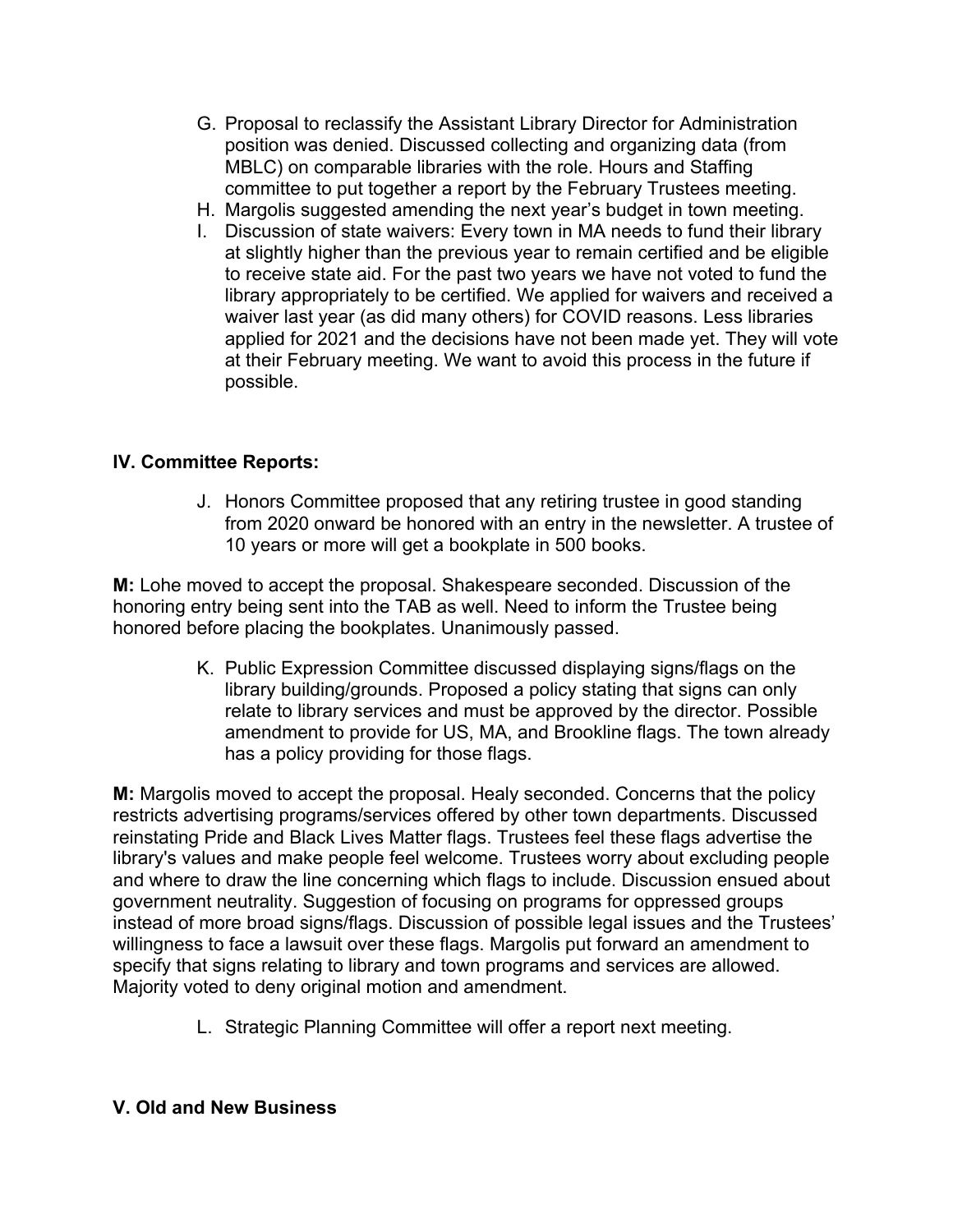G. Proposal to reclassify the Assistant Library Director for Administration position was denied. Discussed collecting and organizing data (from MBLC) on comparable libraries with the role. Hours and Staffing committee to put together a report by the February Trustees meeting.

H. Margolis suggested amending the next year's budget in town meeting.

I. Discussion of state waivers: Every town in MA needs to fund their library at slightly higher than the previous year to remain certified and be eligible to receive state aid. For the past two years we have not voted to fund the library appropriately to be certified. We applied for waivers and received a waiver last year (as did many others) for COVID reasons. Less libraries applied for 2021 and the decisions have not been made yet. They will vote at their February meeting. We want to avoid this process in the future if possible.

## IV. Committee Reports:

J. Honors Committee proposed that any retiring trustee in good standing from 2020 onward be honored with an entry in the newsletter. A trustee of 10 years or more will get a bookplate in 500 books.

**M:** Lohe moved to accept the proposal. Shakespeare seconded. Discussion of the honoring entry being sent into the TAB as well. Need to inform the Trustee being honored before placing the bookplates. Unanimously passed.

K. Public Expression Committee discussed displaying signs/flags on the library building/grounds. Proposed a policy stating that signs can only relate to library services and must be approved by the director. Possible amendment to provide for US, MA, and Brookline flags. The town already has a policy providing for those flags.

**M:** Margolis moved to accept the proposal. Healy seconded. Concerns that the policy restricts advertising programs/services offered by other town departments. Discussed reinstating Pride and Black Lives Matter flags. Trustees feel these flags advertise the library's values and make people feel welcome. Trustees worry about excluding people and where to draw the line concerning which flags to include. Discussion ensued about government neutrality. Suggestion of focusing on programs for oppressed groups instead of more broad signs/flags. Discussion of possible legal issues and the Trustees' willingness to face a lawsuit over these flags. Margolis put forward an amendment to specify that signs relating to library and town programs and services are allowed. Majority voted to deny original motion and amendment.

L. Strategic Planning Committee will offer a report next meeting.

## V. Old and New Business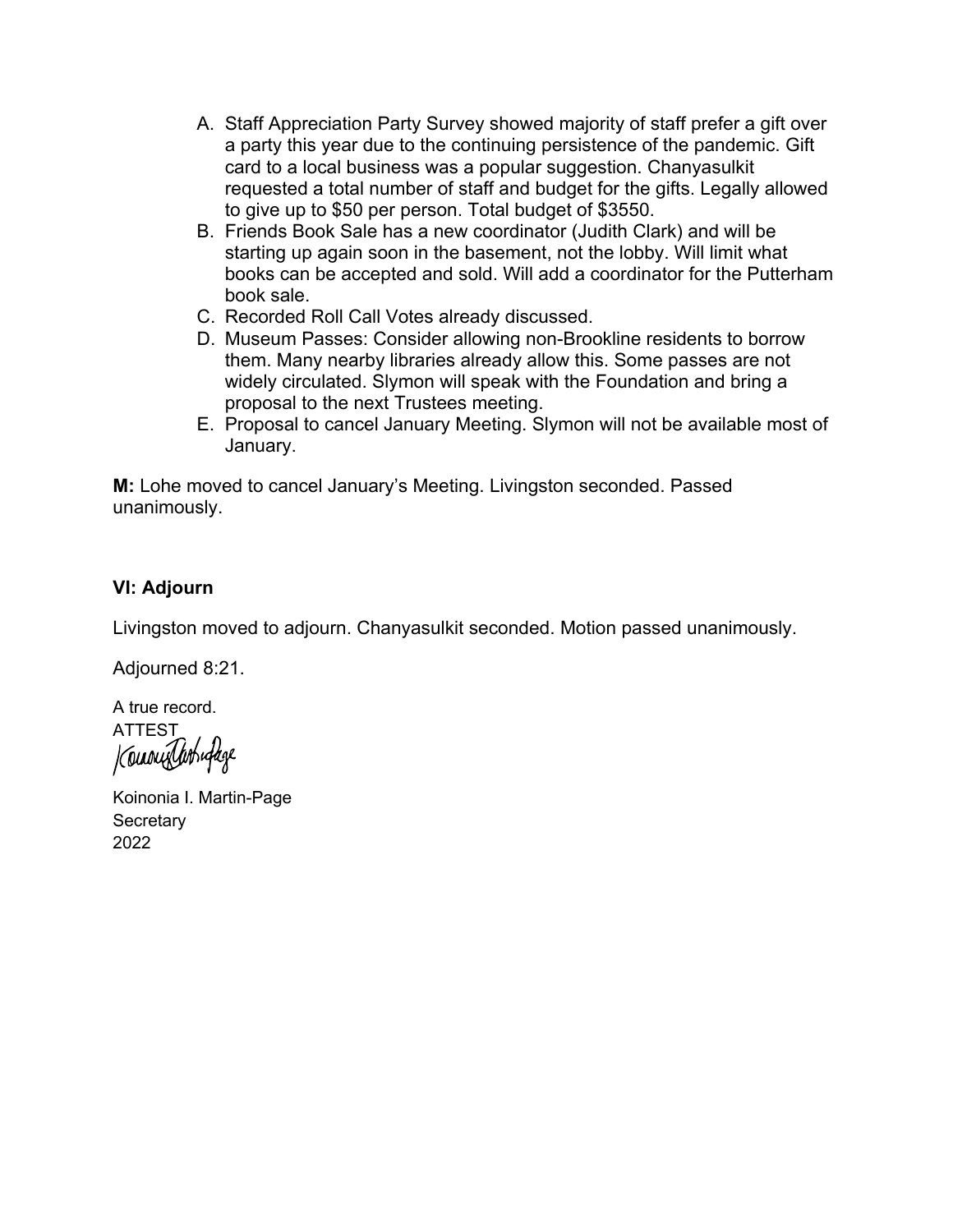A. Staff Appreciation Party Survey showed majority of staff prefer a gift over a party this year due to the continuing persistence of the pandemic. Gift card to a local business was a popular suggestion. Chanyasulkit requested a total number of staff and budget for the gifts. Legally allowed to give up to $50 per person. Total budget of $3550.
B. Friends Book Sale has a new coordinator (Judith Clark) and will be starting up again soon in the basement, not the lobby. Will limit what books can be accepted and sold. Will add a coordinator for the Putterham book sale.
C. Recorded Roll Call Votes already discussed.
D. Museum Passes: Consider allowing non-Brookline residents to borrow them. Many nearby libraries already allow this. Some passes are not widely circulated. Slymon will speak with the Foundation and bring a proposal to the next Trustees meeting.
E. Proposal to cancel January Meeting. Slymon will not be available most of January.

**M:** Lohe moved to cancel January's Meeting. Livingston seconded. Passed unanimously.

### VI: Adjourn

Livingston moved to adjourn. Chanyasulkit seconded. Motion passed unanimously.

Adjourned 8:21.

A true record.
ATTEST

Koinonia I. Martin-Page
Secretary
2022